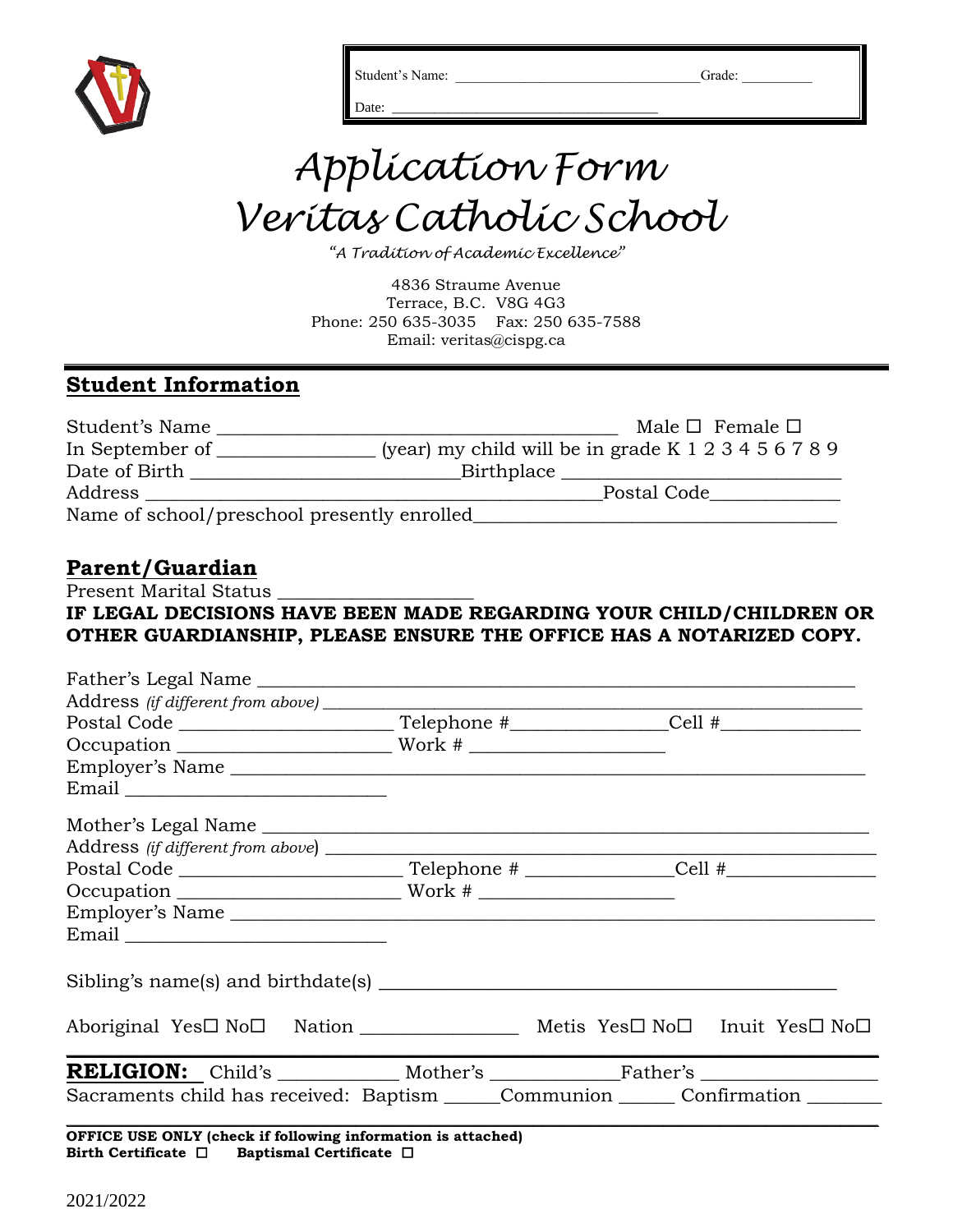Student's Name: ______________________________ Grade: __________

Date: ___________________________________

# Application Form
# Veritas Catholic School

*"A Tradition of Academic Excellence"*

4836 Straume Avenue
Terrace, B.C. V8G 4G3
Phone: 250 635-3035 Fax: 250 635-7588
Email: veritas@cispg.ca

## Student Information

Student's Name ____________________________________ Male ☐ Female ☐

In September of _______________ (year) my child will be in grade K 1 2 3 4 5 6 7 8 9

Date of Birth ___________________________ Birthplace _________________________

Address ___________________________________________ Postal Code_____________

Name of school/preschool presently enrolled___________________________________

## Parent/Guardian

Present Marital Status ___________________

**IF LEGAL DECISIONS HAVE BEEN MADE REGARDING YOUR CHILD/CHILDREN OR OTHER GUARDIANSHIP, PLEASE ENSURE THE OFFICE HAS A NOTARIZED COPY.**

Father's Legal Name _____________________________________________________

Address *(if different from above)* ______________________________________________

Postal Code _____________________ Telephone #_______________Cell #_____________

Occupation _____________________ Work # ___________________

Employer's Name ___________________________________________________________

Email __________________________

Mother's Legal Name _____________________________________________________

Address *(if different from above)* ______________________________________________

Postal Code _____________________ Telephone # ______________Cell #______________

Occupation _____________________ Work # ___________________

Employer's Name ___________________________________________________________

Email __________________________

Sibling's name(s) and birthdate(s) ___________________________________________

Aboriginal Yes☐ No☐ Nation _______________ Metis Yes☐ No☐ Inuit Yes☐ No☐

**RELIGION:** Child's ___________ Mother's ____________Father's ________________

Sacraments child has received: Baptism _____Communion _____ Confirmation _______

**OFFICE USE ONLY (check if following information is attached)**
**Birth Certificate ☐ Baptismal Certificate ☐**

2021/2022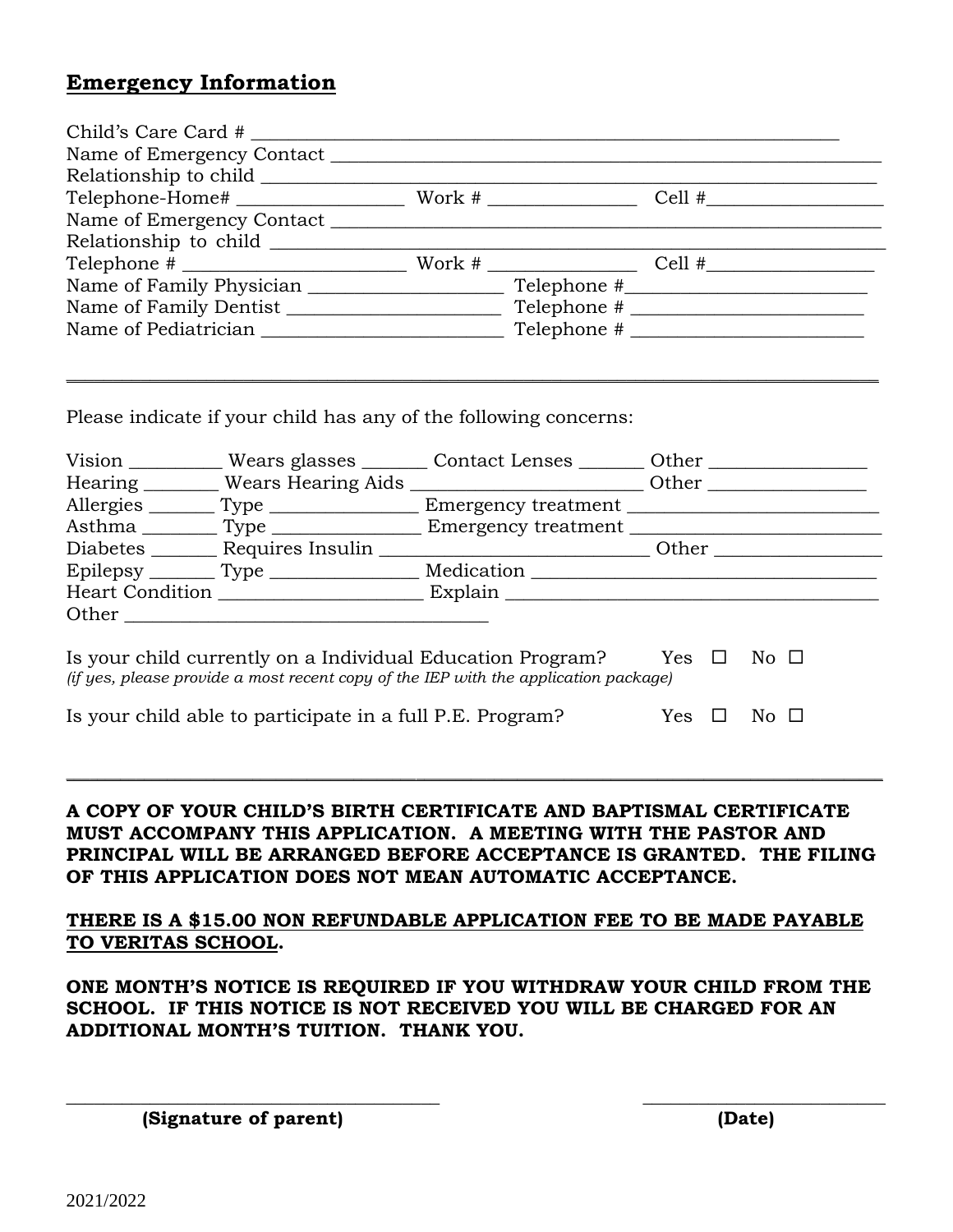## **Emergency Information**

Child's Care Card # ___________________________________________________________

Name of Emergency Contact ___________________________________________________________

Relationship to child ___________________________________________________________

Telephone-Home# _________________ Work # _______________ Cell #__________________

Name of Emergency Contact ___________________________________________________________

Relationship to child ___________________________________________________________

Telephone # _______________________ Work # _______________ Cell #_________________

Name of Family Physician ____________________ Telephone #_________________________

Name of Family Dentist ______________________ Telephone # ________________________

Name of Pediatrician _________________________ Telephone # ________________________

---

Please indicate if your child has any of the following concerns:

Vision _________ Wears glasses _______ Contact Lenses _______ Other ________________

Hearing ________ Wears Hearing Aids ________________________ Other ________________

Allergies _______ Type _______________ Emergency treatment _________________________

Asthma ________ Type _______________ Emergency treatment _________________________

Diabetes _______ Requires Insulin ____________________________ Other _________________

Epilepsy _______ Type _______________ Medication ___________________________________

Heart Condition _____________________ Explain ______________________________________

Other _______________________________________

Is your child currently on a Individual Education Program? Yes ☐ No ☐
*(if yes, please provide a most recent copy of the IEP with the application package)*

Is your child able to participate in a full P.E. Program? Yes ☐ No ☐

---

**A COPY OF YOUR CHILD'S BIRTH CERTIFICATE AND BAPTISMAL CERTIFICATE MUST ACCOMPANY THIS APPLICATION. A MEETING WITH THE PASTOR AND PRINCIPAL WILL BE ARRANGED BEFORE ACCEPTANCE IS GRANTED. THE FILING OF THIS APPLICATION DOES NOT MEAN AUTOMATIC ACCEPTANCE.**

**<u>THERE IS A $15.00 NON REFUNDABLE APPLICATION FEE TO BE MADE PAYABLE TO VERITAS SCHOOL</u>.**

**ONE MONTH'S NOTICE IS REQUIRED IF YOU WITHDRAW YOUR CHILD FROM THE SCHOOL. IF THIS NOTICE IS NOT RECEIVED YOU WILL BE CHARGED FOR AN ADDITIONAL MONTH'S TUITION. THANK YOU.**

_______________________________________ ___________________________

**(Signature of parent)** **(Date)**

2021/2022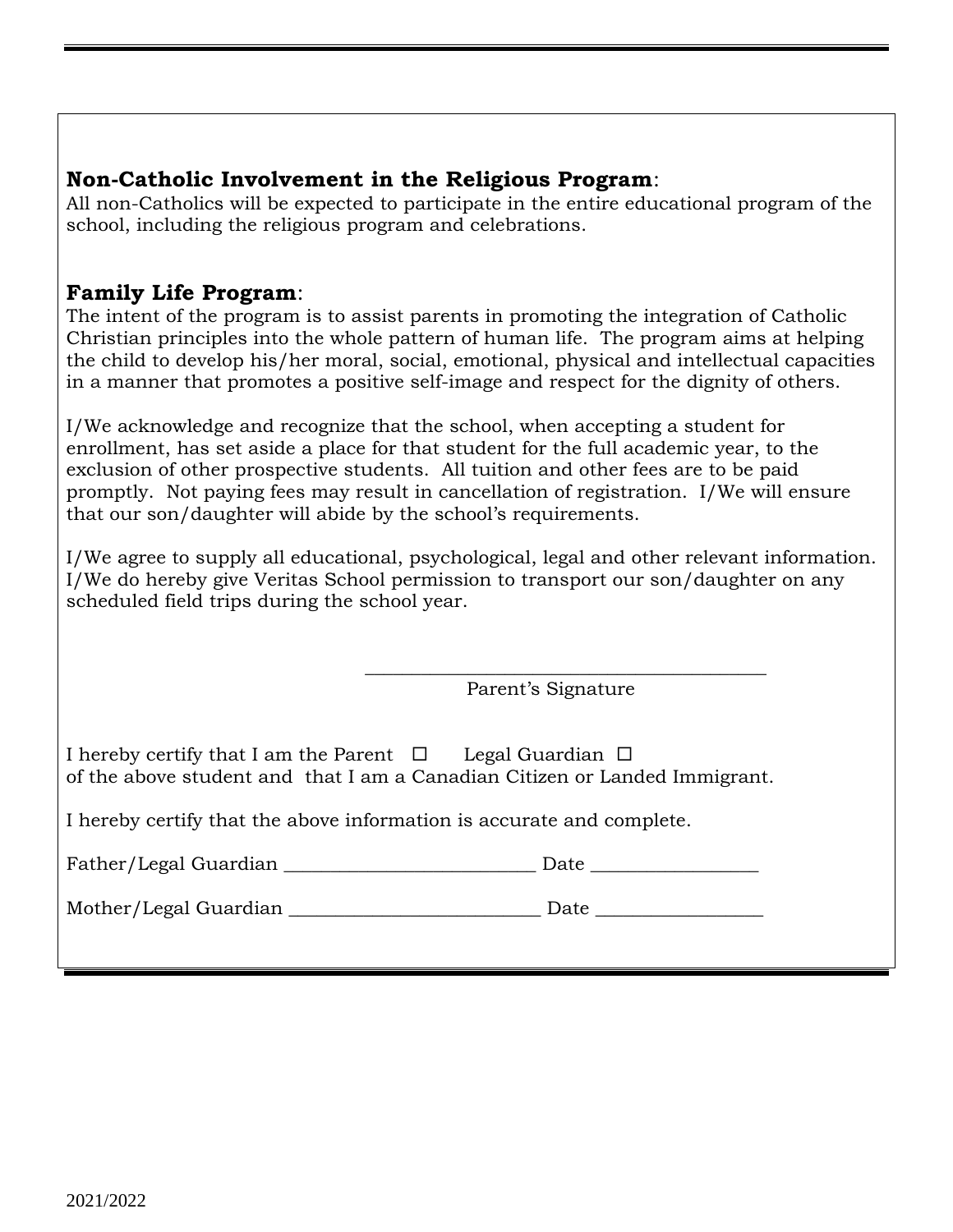## Non-Catholic Involvement in the Religious Program:

All non-Catholics will be expected to participate in the entire educational program of the school, including the religious program and celebrations.

## Family Life Program:

The intent of the program is to assist parents in promoting the integration of Catholic Christian principles into the whole pattern of human life. The program aims at helping the child to develop his/her moral, social, emotional, physical and intellectual capacities in a manner that promotes a positive self-image and respect for the dignity of others.

I/We acknowledge and recognize that the school, when accepting a student for enrollment, has set aside a place for that student for the full academic year, to the exclusion of other prospective students. All tuition and other fees are to be paid promptly. Not paying fees may result in cancellation of registration. I/We will ensure that our son/daughter will abide by the school's requirements.

I/We agree to supply all educational, psychological, legal and other relevant information. I/We do hereby give Veritas School permission to transport our son/daughter on any scheduled field trips during the school year.

\_\_\_\_\_\_\_\_\_\_\_\_\_\_\_\_\_\_\_\_\_\_\_\_\_\_\_\_\_\_\_\_\_\_\_\_\_\_\_\_\_\_

Parent's Signature

I hereby certify that I am the Parent ☐ Legal Guardian ☐
of the above student and that I am a Canadian Citizen or Landed Immigrant.

I hereby certify that the above information is accurate and complete.

Father/Legal Guardian \_\_\_\_\_\_\_\_\_\_\_\_\_\_\_\_\_\_\_\_\_\_\_\_\_\_ Date \_\_\_\_\_\_\_\_\_\_\_\_\_\_\_\_\_

Mother/Legal Guardian \_\_\_\_\_\_\_\_\_\_\_\_\_\_\_\_\_\_\_\_\_\_\_\_\_\_ Date \_\_\_\_\_\_\_\_\_\_\_\_\_\_\_\_\_

2021/2022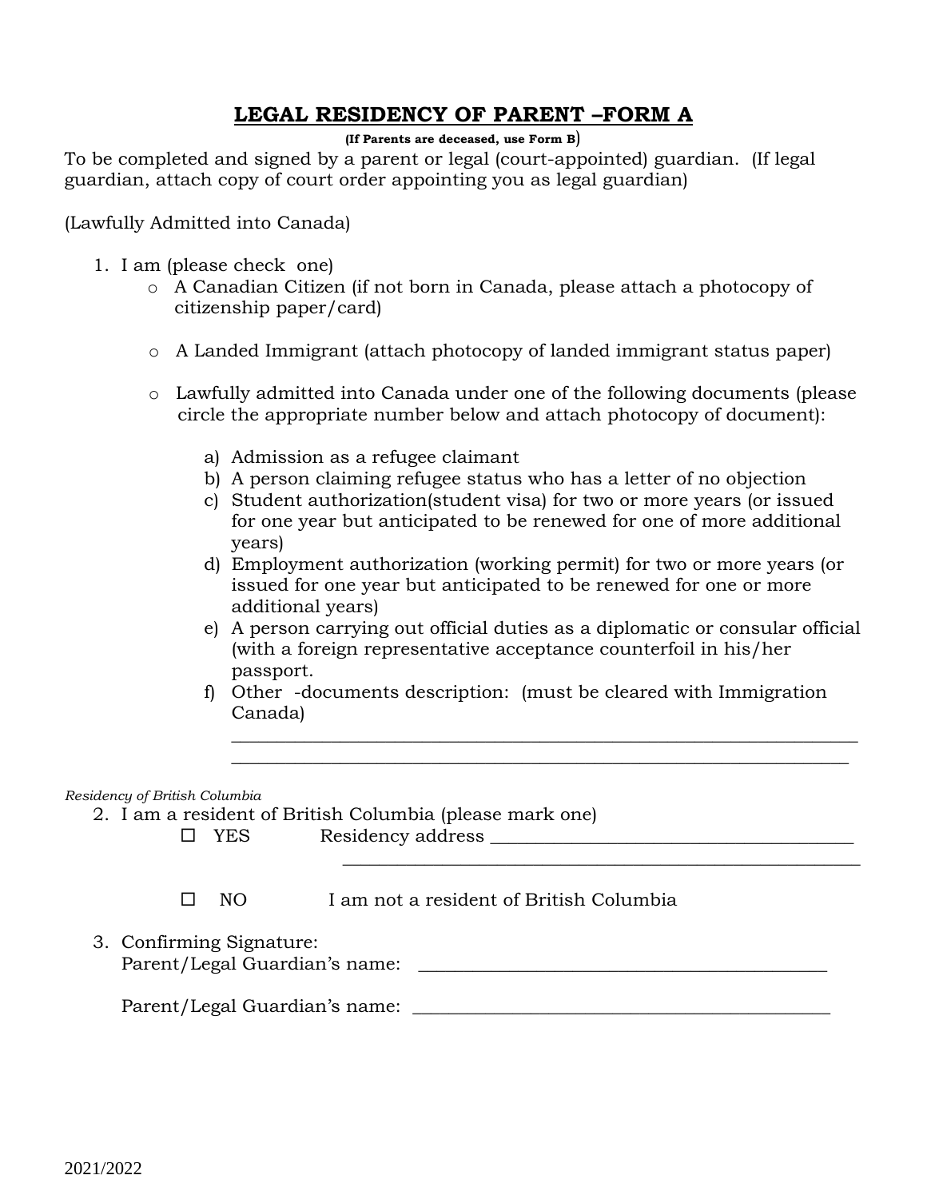# **LEGAL RESIDENCY OF PARENT –FORM A**

**(If Parents are deceased, use Form B)**

To be completed and signed by a parent or legal (court-appointed) guardian. (If legal guardian, attach copy of court order appointing you as legal guardian)

(Lawfully Admitted into Canada)

1. I am (please check one)
   - A Canadian Citizen (if not born in Canada, please attach a photocopy of citizenship paper/card)
   - A Landed Immigrant (attach photocopy of landed immigrant status paper)
   - Lawfully admitted into Canada under one of the following documents (please circle the appropriate number below and attach photocopy of document):
     a) Admission as a refugee claimant
     b) A person claiming refugee status who has a letter of no objection
     c) Student authorization(student visa) for two or more years (or issued for one year but anticipated to be renewed for one of more additional years)
     d) Employment authorization (working permit) for two or more years (or issued for one year but anticipated to be renewed for one or more additional years)
     e) A person carrying out official duties as a diplomatic or consular official (with a foreign representative acceptance counterfoil in his/her passport.
     f) Other -documents description: (must be cleared with Immigration Canada)
     ______________________________________________________________
     ______________________________________________________________

*Residency of British Columbia*

2. I am a resident of British Columbia (please mark one)
   - ☐ YES Residency address ______________________________________
     ______________________________________________________________
   - ☐ NO I am not a resident of British Columbia

3. Confirming Signature:
   Parent/Legal Guardian's name: ______________________________________

   Parent/Legal Guardian's name: ______________________________________

2021/2022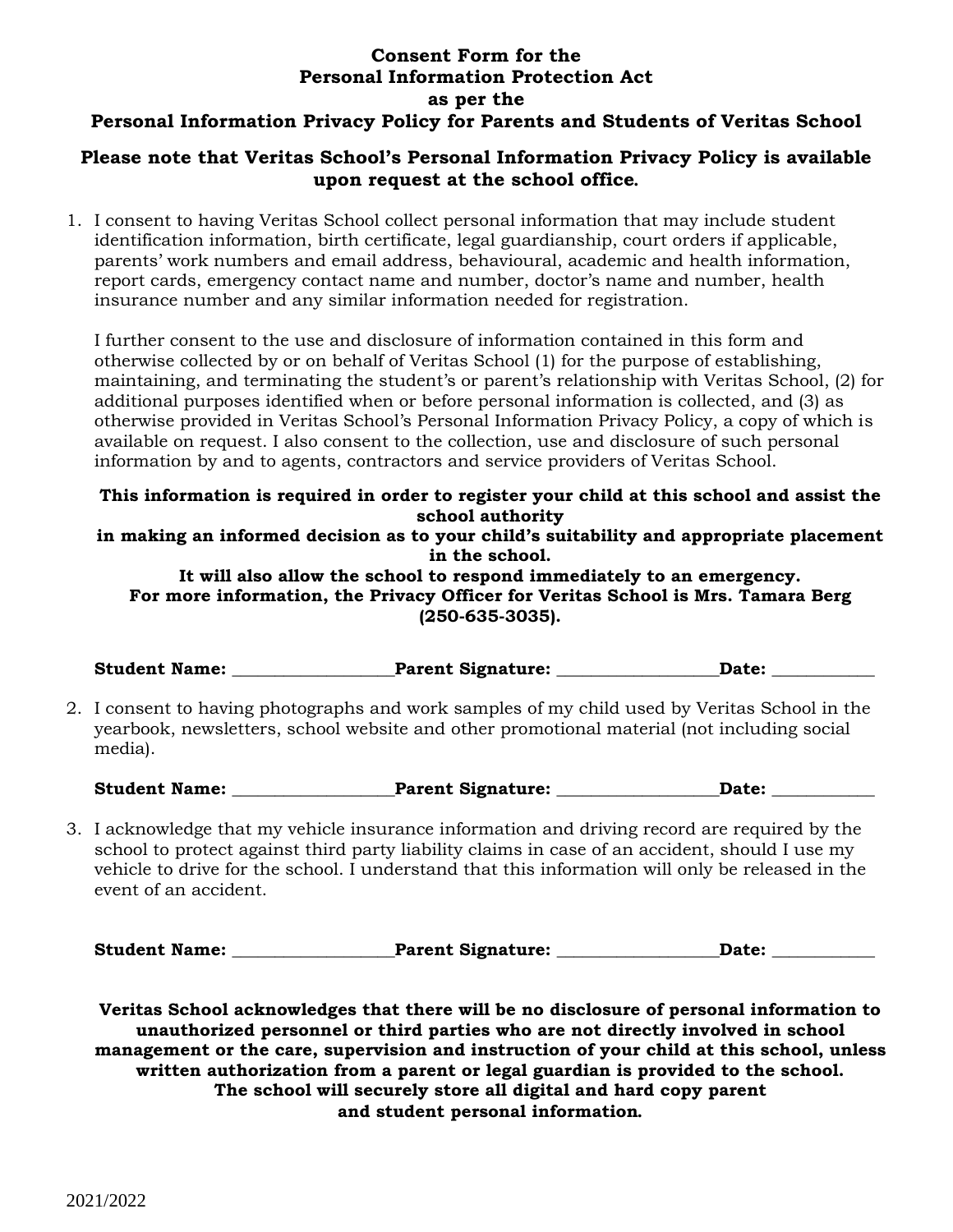# Consent Form for the Personal Information Protection Act as per the Personal Information Privacy Policy for Parents and Students of Veritas School

**Please note that Veritas School's Personal Information Privacy Policy is available upon request at the school office.**

1. I consent to having Veritas School collect personal information that may include student identification information, birth certificate, legal guardianship, court orders if applicable, parents' work numbers and email address, behavioural, academic and health information, report cards, emergency contact name and number, doctor's name and number, health insurance number and any similar information needed for registration.

   I further consent to the use and disclosure of information contained in this form and otherwise collected by or on behalf of Veritas School (1) for the purpose of establishing, maintaining, and terminating the student's or parent's relationship with Veritas School, (2) for additional purposes identified when or before personal information is collected, and (3) as otherwise provided in Veritas School's Personal Information Privacy Policy, a copy of which is available on request. I also consent to the collection, use and disclosure of such personal information by and to agents, contractors and service providers of Veritas School.

   **This information is required in order to register your child at this school and assist the school authority in making an informed decision as to your child's suitability and appropriate placement in the school.**
   **It will also allow the school to respond immediately to an emergency.**
   **For more information, the Privacy Officer for Veritas School is Mrs. Tamara Berg (250-635-3035).**

   **Student Name:** ___________________ **Parent Signature:** ___________________ **Date:** ____________

2. I consent to having photographs and work samples of my child used by Veritas School in the yearbook, newsletters, school website and other promotional material (not including social media).

   **Student Name:** ___________________ **Parent Signature:** ___________________ **Date:** ____________

3. I acknowledge that my vehicle insurance information and driving record are required by the school to protect against third party liability claims in case of an accident, should I use my vehicle to drive for the school. I understand that this information will only be released in the event of an accident.

   **Student Name:** ___________________ **Parent Signature:** ___________________ **Date:** ____________

**Veritas School acknowledges that there will be no disclosure of personal information to unauthorized personnel or third parties who are not directly involved in school management or the care, supervision and instruction of your child at this school, unless written authorization from a parent or legal guardian is provided to the school. The school will securely store all digital and hard copy parent and student personal information.**

2021/2022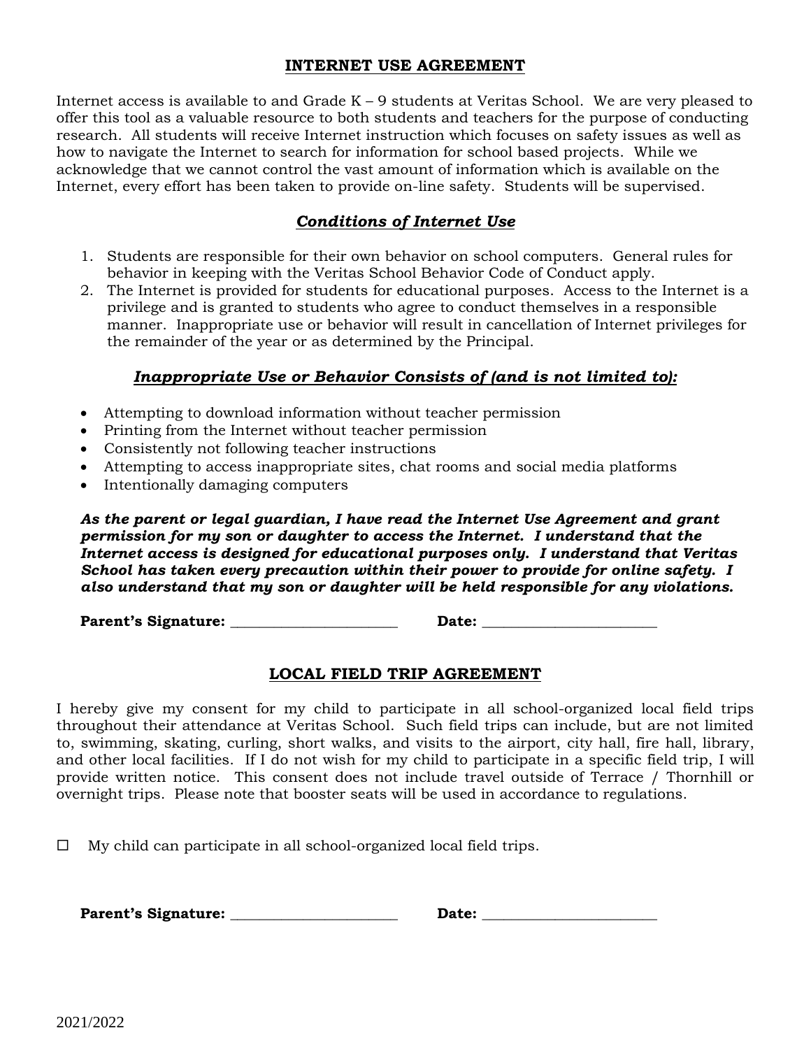## INTERNET USE AGREEMENT

Internet access is available to and Grade K – 9 students at Veritas School. We are very pleased to offer this tool as a valuable resource to both students and teachers for the purpose of conducting research. All students will receive Internet instruction which focuses on safety issues as well as how to navigate the Internet to search for information for school based projects. While we acknowledge that we cannot control the vast amount of information which is available on the Internet, every effort has been taken to provide on-line safety. Students will be supervised.

### *Conditions of Internet Use*

1. Students are responsible for their own behavior on school computers. General rules for behavior in keeping with the Veritas School Behavior Code of Conduct apply.
2. The Internet is provided for students for educational purposes. Access to the Internet is a privilege and is granted to students who agree to conduct themselves in a responsible manner. Inappropriate use or behavior will result in cancellation of Internet privileges for the remainder of the year or as determined by the Principal.

### *Inappropriate Use or Behavior Consists of (and is not limited to):*

- Attempting to download information without teacher permission
- Printing from the Internet without teacher permission
- Consistently not following teacher instructions
- Attempting to access inappropriate sites, chat rooms and social media platforms
- Intentionally damaging computers

***As the parent or legal guardian, I have read the Internet Use Agreement and grant permission for my son or daughter to access the Internet. I understand that the Internet access is designed for educational purposes only. I understand that Veritas School has taken every precaution within their power to provide for online safety. I also understand that my son or daughter will be held responsible for any violations.***

**Parent's Signature:** _______________________ **Date:** ________________________

## LOCAL FIELD TRIP AGREEMENT

I hereby give my consent for my child to participate in all school-organized local field trips throughout their attendance at Veritas School. Such field trips can include, but are not limited to, swimming, skating, curling, short walks, and visits to the airport, city hall, fire hall, library, and other local facilities. If I do not wish for my child to participate in a specific field trip, I will provide written notice. This consent does not include travel outside of Terrace / Thornhill or overnight trips. Please note that booster seats will be used in accordance to regulations.

☐ My child can participate in all school-organized local field trips.

**Parent's Signature:** _______________________ **Date:** ________________________

2021/2022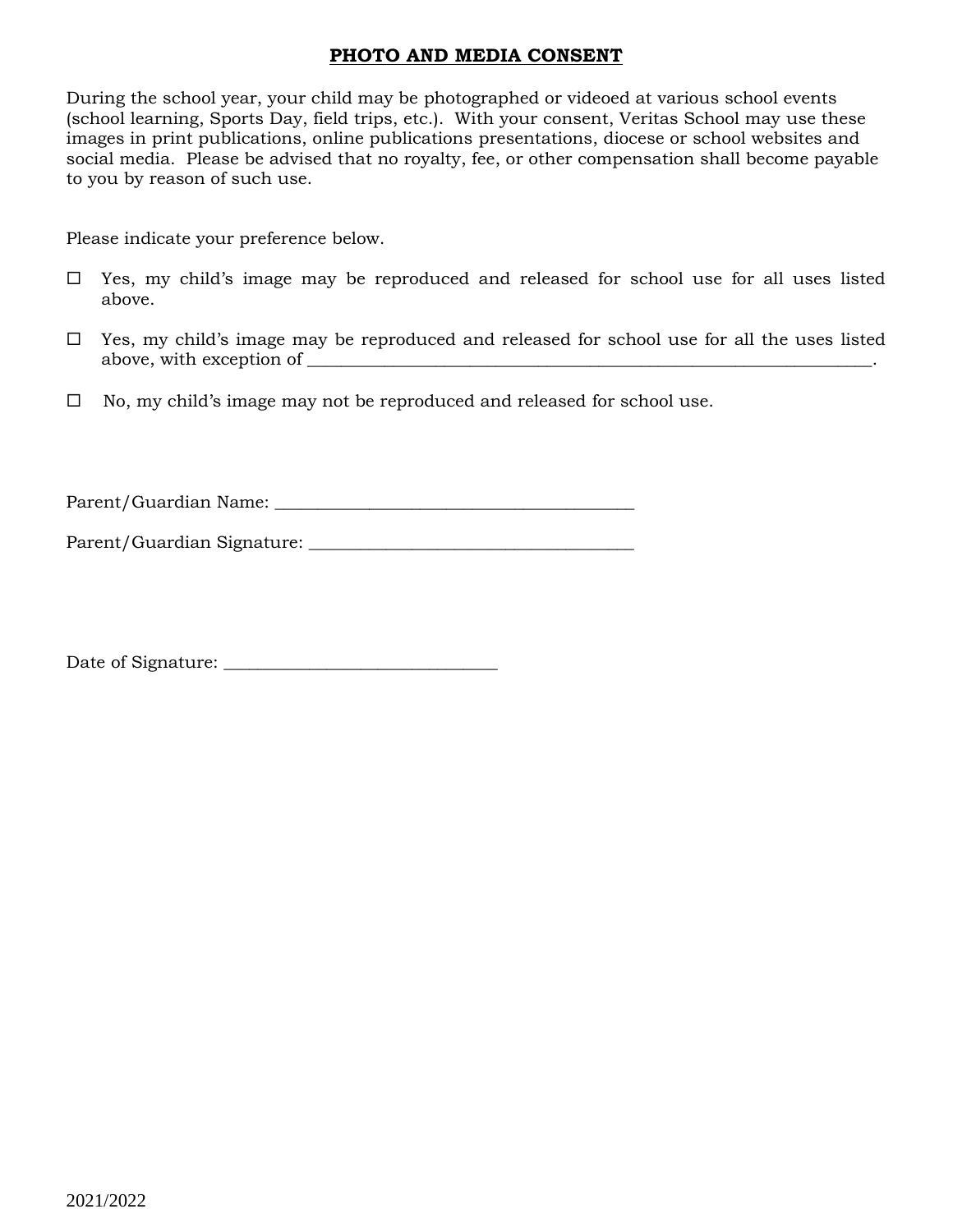# PHOTO AND MEDIA CONSENT

During the school year, your child may be photographed or videoed at various school events (school learning, Sports Day, field trips, etc.). With your consent, Veritas School may use these images in print publications, online publications presentations, diocese or school websites and social media. Please be advised that no royalty, fee, or other compensation shall become payable to you by reason of such use.

Please indicate your preference below.

☐ Yes, my child's image may be reproduced and released for school use for all uses listed above.

☐ Yes, my child's image may be reproduced and released for school use for all the uses listed above, with exception of ____________________________________________________________________.

☐ No, my child's image may not be reproduced and released for school use.

Parent/Guardian Name: ________________________________________

Parent/Guardian Signature: ____________________________________

Date of Signature: ______________________________

2021/2022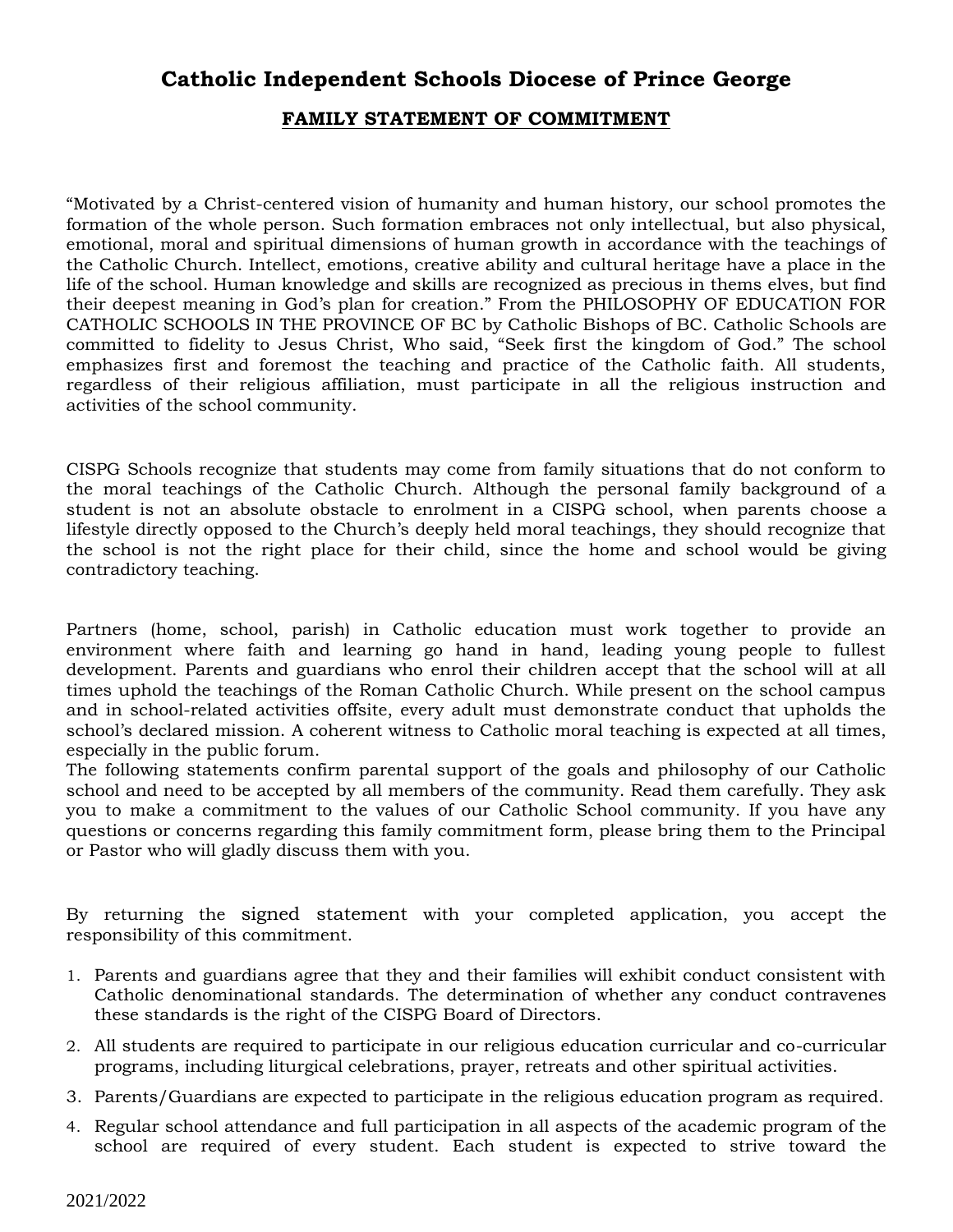# Catholic Independent Schools Diocese of Prince George

## FAMILY STATEMENT OF COMMITMENT

"Motivated by a Christ-centered vision of humanity and human history, our school promotes the formation of the whole person. Such formation embraces not only intellectual, but also physical, emotional, moral and spiritual dimensions of human growth in accordance with the teachings of the Catholic Church. Intellect, emotions, creative ability and cultural heritage have a place in the life of the school. Human knowledge and skills are recognized as precious in thems elves, but find their deepest meaning in God's plan for creation." From the PHILOSOPHY OF EDUCATION FOR CATHOLIC SCHOOLS IN THE PROVINCE OF BC by Catholic Bishops of BC. Catholic Schools are committed to fidelity to Jesus Christ, Who said, "Seek first the kingdom of God." The school emphasizes first and foremost the teaching and practice of the Catholic faith. All students, regardless of their religious affiliation, must participate in all the religious instruction and activities of the school community.

CISPG Schools recognize that students may come from family situations that do not conform to the moral teachings of the Catholic Church. Although the personal family background of a student is not an absolute obstacle to enrolment in a CISPG school, when parents choose a lifestyle directly opposed to the Church's deeply held moral teachings, they should recognize that the school is not the right place for their child, since the home and school would be giving contradictory teaching.

Partners (home, school, parish) in Catholic education must work together to provide an environment where faith and learning go hand in hand, leading young people to fullest development. Parents and guardians who enrol their children accept that the school will at all times uphold the teachings of the Roman Catholic Church. While present on the school campus and in school-related activities offsite, every adult must demonstrate conduct that upholds the school's declared mission. A coherent witness to Catholic moral teaching is expected at all times, especially in the public forum.
The following statements confirm parental support of the goals and philosophy of our Catholic school and need to be accepted by all members of the community. Read them carefully. They ask you to make a commitment to the values of our Catholic School community. If you have any questions or concerns regarding this family commitment form, please bring them to the Principal or Pastor who will gladly discuss them with you.

By returning the signed statement with your completed application, you accept the responsibility of this commitment.

1. Parents and guardians agree that they and their families will exhibit conduct consistent with Catholic denominational standards. The determination of whether any conduct contravenes these standards is the right of the CISPG Board of Directors.
2. All students are required to participate in our religious education curricular and co-curricular programs, including liturgical celebrations, prayer, retreats and other spiritual activities.
3. Parents/Guardians are expected to participate in the religious education program as required.
4. Regular school attendance and full participation in all aspects of the academic program of the school are required of every student. Each student is expected to strive toward the

2021/2022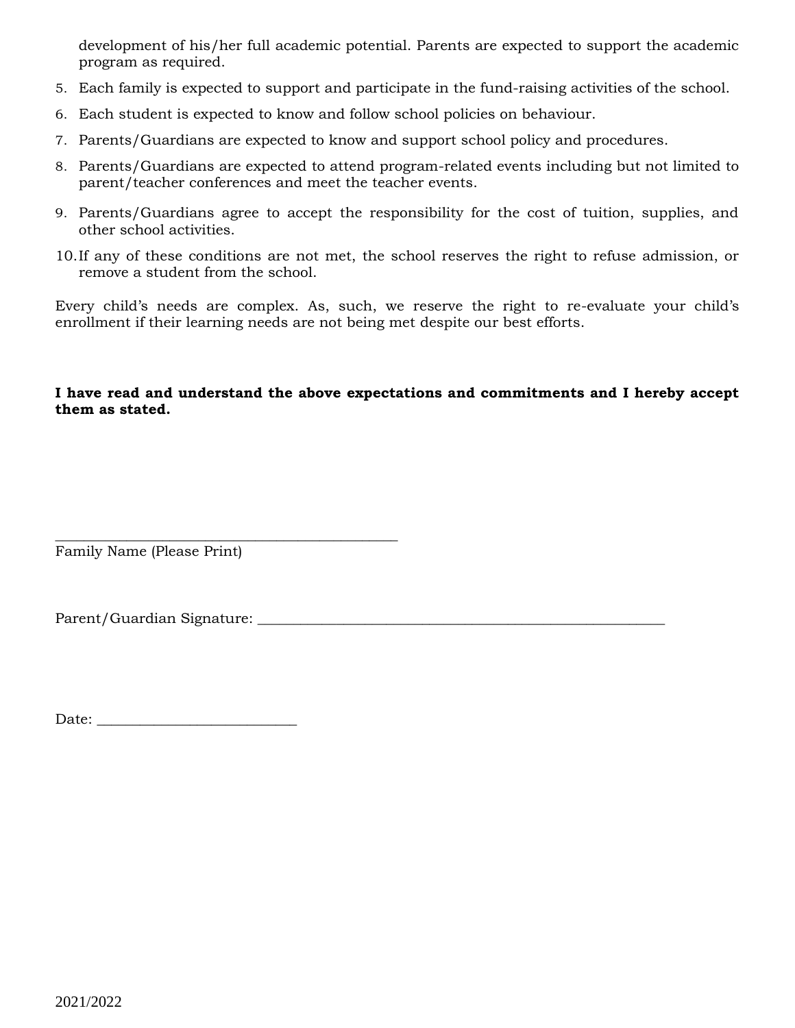development of his/her full academic potential. Parents are expected to support the academic program as required.

5. Each family is expected to support and participate in the fund-raising activities of the school.
6. Each student is expected to know and follow school policies on behaviour.
7. Parents/Guardians are expected to know and support school policy and procedures.
8. Parents/Guardians are expected to attend program-related events including but not limited to parent/teacher conferences and meet the teacher events.
9. Parents/Guardians agree to accept the responsibility for the cost of tuition, supplies, and other school activities.
10. If any of these conditions are not met, the school reserves the right to refuse admission, or remove a student from the school.

Every child's needs are complex. As, such, we reserve the right to re-evaluate your child's enrollment if their learning needs are not being met despite our best efforts.

**I have read and understand the above expectations and commitments and I hereby accept them as stated.**

______________________________________________
Family Name (Please Print)

Parent/Guardian Signature: ______________________________________________________

Date: ___________________________

2021/2022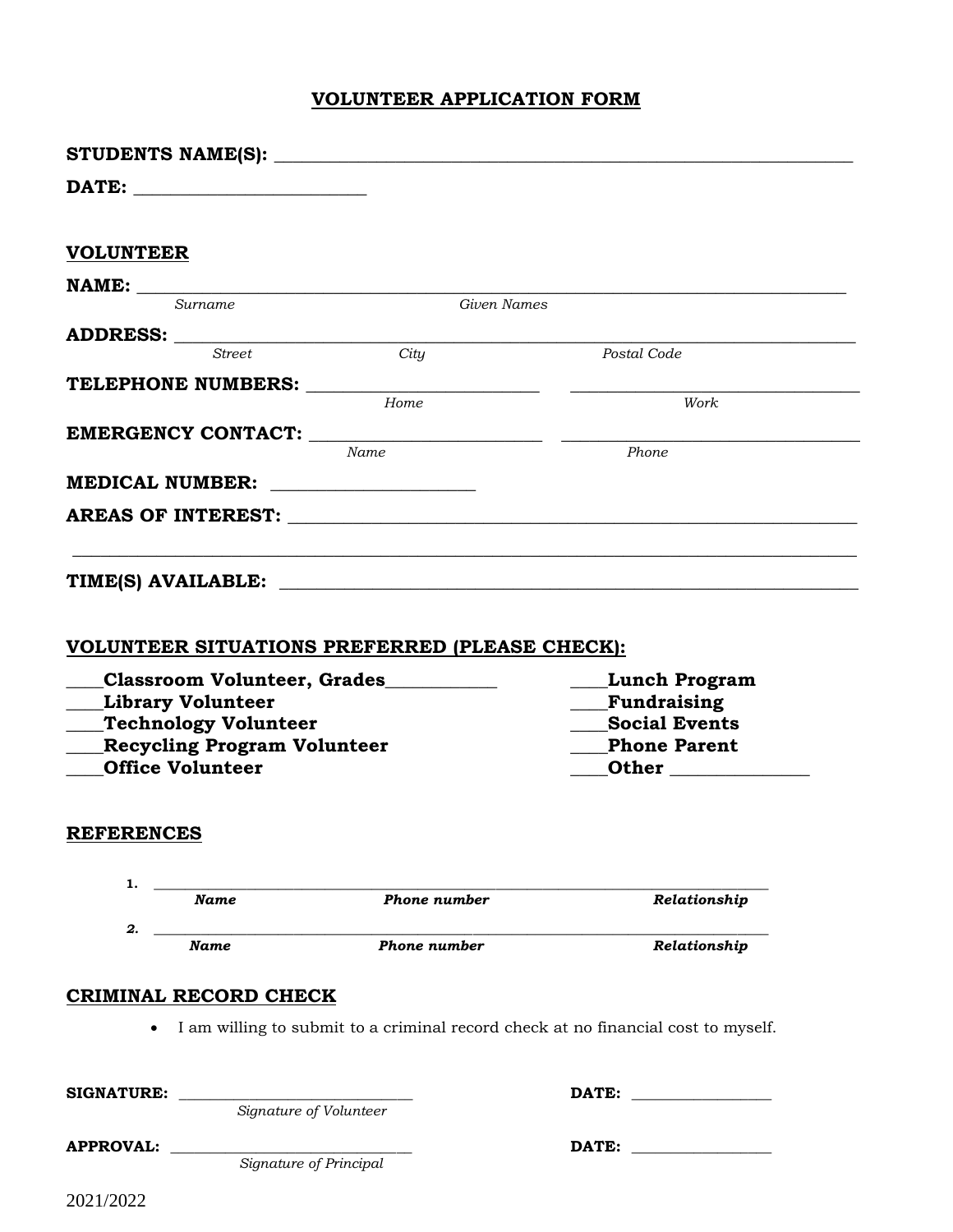# VOLUNTEER APPLICATION FORM

**STUDENTS NAME(S):** ____________________________________________

**DATE:** ______________________

## VOLUNTEER

**NAME:** ____________________________________________
*Surname* *Given Names*

**ADDRESS:** ____________________________________________
*Street* *City* *Postal Code*

**TELEPHONE NUMBERS:** ______________________ ______________________
*Home* *Work*

**EMERGENCY CONTACT:** ______________________ ______________________
*Name* *Phone*

**MEDICAL NUMBER:** ______________________

**AREAS OF INTEREST:** ____________________________________________

____________________________________________

**TIME(S) AVAILABLE:** ____________________________________________

## VOLUNTEER SITUATIONS PREFERRED (PLEASE CHECK):

- ____**Classroom Volunteer, Grades**__________
- ____**Library Volunteer**
- ____**Technology Volunteer**
- ____**Recycling Program Volunteer**
- ____**Office Volunteer**
- ____**Lunch Program**
- ____**Fundraising**
- ____**Social Events**
- ____**Phone Parent**
- ____**Other** ______________

## REFERENCES

1. ____________________________________________
***Name*** ***Phone number*** ***Relationship***

2. ____________________________________________
***Name*** ***Phone number*** ***Relationship***

## CRIMINAL RECORD CHECK

- I am willing to submit to a criminal record check at no financial cost to myself.

**SIGNATURE:** ______________________ **DATE:** ______________
*Signature of Volunteer*

**APPROVAL:** ______________________ **DATE:** ______________
*Signature of Principal*

2021/2022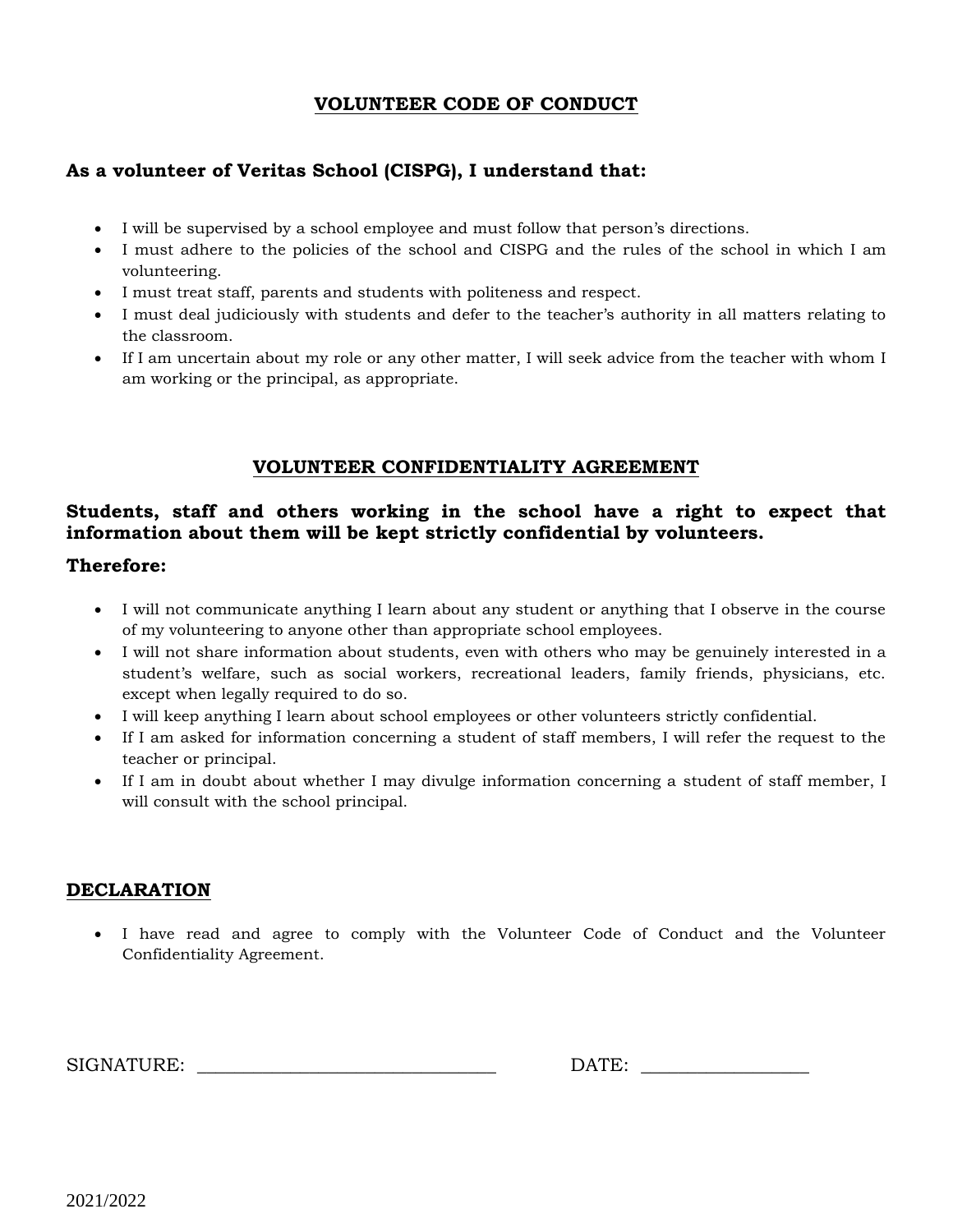## VOLUNTEER CODE OF CONDUCT

**As a volunteer of Veritas School (CISPG), I understand that:**

- I will be supervised by a school employee and must follow that person's directions.
- I must adhere to the policies of the school and CISPG and the rules of the school in which I am volunteering.
- I must treat staff, parents and students with politeness and respect.
- I must deal judiciously with students and defer to the teacher's authority in all matters relating to the classroom.
- If I am uncertain about my role or any other matter, I will seek advice from the teacher with whom I am working or the principal, as appropriate.

## VOLUNTEER CONFIDENTIALITY AGREEMENT

**Students, staff and others working in the school have a right to expect that information about them will be kept strictly confidential by volunteers.**

**Therefore:**

- I will not communicate anything I learn about any student or anything that I observe in the course of my volunteering to anyone other than appropriate school employees.
- I will not share information about students, even with others who may be genuinely interested in a student's welfare, such as social workers, recreational leaders, family friends, physicians, etc. except when legally required to do so.
- I will keep anything I learn about school employees or other volunteers strictly confidential.
- If I am asked for information concerning a student of staff members, I will refer the request to the teacher or principal.
- If I am in doubt about whether I may divulge information concerning a student of staff member, I will consult with the school principal.

## DECLARATION

- I have read and agree to comply with the Volunteer Code of Conduct and the Volunteer Confidentiality Agreement.

SIGNATURE: ________________________________ DATE: __________________

2021/2022